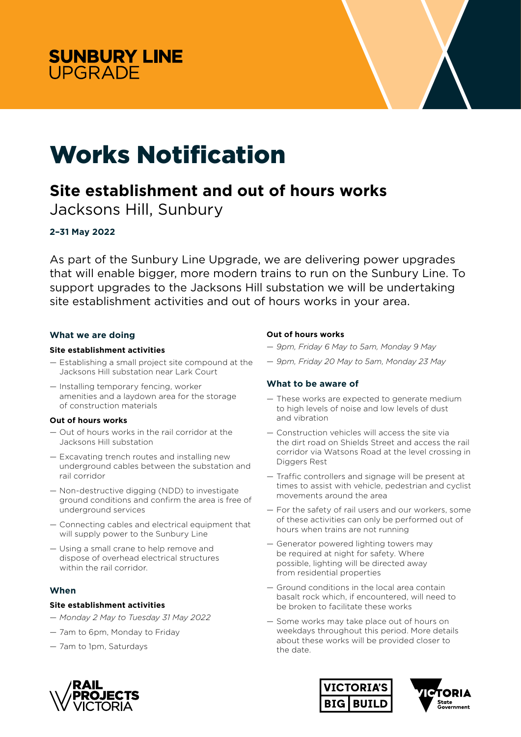**SUNBURY LINE**
UPGRADE

# Works Notification

## Site establishment and out of hours works

Jacksons Hill, Sunbury

**2–31 May 2022**

As part of the Sunbury Line Upgrade, we are delivering power upgrades that will enable bigger, more modern trains to run on the Sunbury Line. To support upgrades to the Jacksons Hill substation we will be undertaking site establishment activities and out of hours works in your area.

### What we are doing

**Site establishment activities**

- Establishing a small project site compound at the Jacksons Hill substation near Lark Court
- Installing temporary fencing, worker amenities and a laydown area for the storage of construction materials

**Out of hours works**

- Out of hours works in the rail corridor at the Jacksons Hill substation
- Excavating trench routes and installing new underground cables between the substation and rail corridor
- Non-destructive digging (NDD) to investigate ground conditions and confirm the area is free of underground services
- Connecting cables and electrical equipment that will supply power to the Sunbury Line
- Using a small crane to help remove and dispose of overhead electrical structures within the rail corridor.

### When

**Site establishment activities**

- *Monday 2 May to Tuesday 31 May 2022*
- 7am to 6pm, Monday to Friday
- 7am to 1pm, Saturdays

**Out of hours works**

- *9pm, Friday 6 May to 5am, Monday 9 May*
- *9pm, Friday 20 May to 5am, Monday 23 May*

### What to be aware of

- These works are expected to generate medium to high levels of noise and low levels of dust and vibration
- Construction vehicles will access the site via the dirt road on Shields Street and access the rail corridor via Watsons Road at the level crossing in Diggers Rest
- Traffic controllers and signage will be present at times to assist with vehicle, pedestrian and cyclist movements around the area
- For the safety of rail users and our workers, some of these activities can only be performed out of hours when trains are not running
- Generator powered lighting towers may be required at night for safety. Where possible, lighting will be directed away from residential properties
- Ground conditions in the local area contain basalt rock which, if encountered, will need to be broken to facilitate these works
- Some works may take place out of hours on weekdays throughout this period. More details about these works will be provided closer to the date.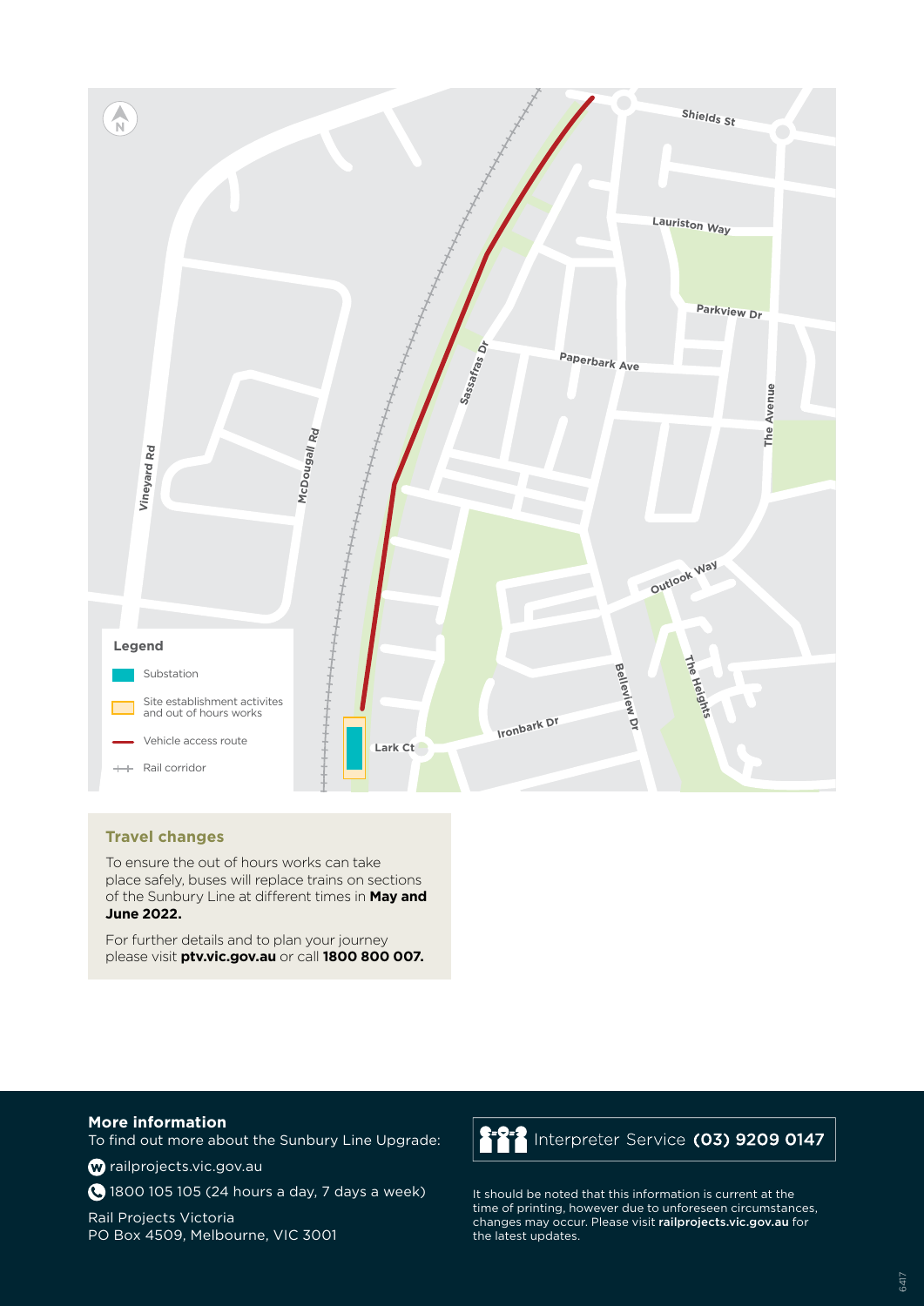Shields St

Lauriston Way

Parkview Dr

Paperbark Ave

Sassafras Dr

The Avenue

Vineyard Rd

McDougall Rd

Outlook Way

Bellevue Dr

The Heights

Ironbark Dr

Lark Ct

**Legend**

Substation

Site establishment activites and out of hours works

Vehicle access route

Rail corridor

## Travel changes

To ensure the out of hours works can take place safely, buses will replace trains on sections of the Sunbury Line at different times in **May and June 2022.**

For further details and to plan your journey please visit **ptv.vic.gov.au** or call **1800 800 007.**

## More information

To find out more about the Sunbury Line Upgrade:

railprojects.vic.gov.au

1800 105 105 (24 hours a day, 7 days a week)

Rail Projects Victoria
PO Box 4509, Melbourne, VIC 3001

Interpreter Service **(03) 9209 0147**

It should be noted that this information is current at the time of printing, however due to unforeseen circumstances, changes may occur. Please visit **railprojects.vic.gov.au** for the latest updates.

6417